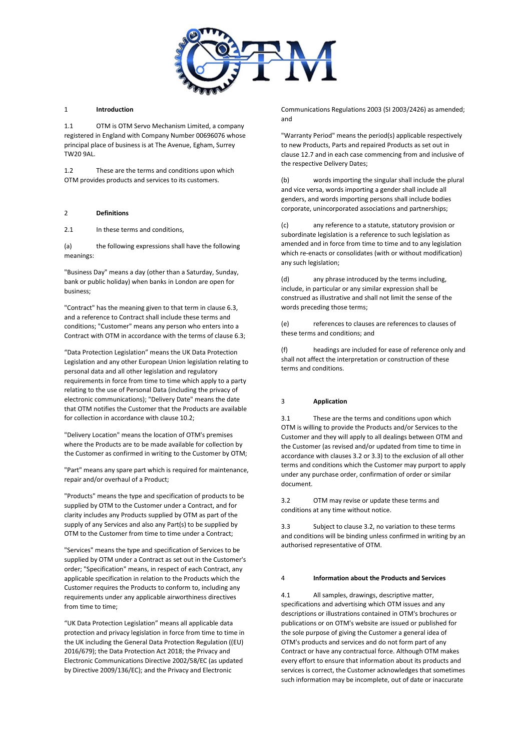## 1 Introduction

1.1 OTM is OTM Servo Mechanism Limited, a company registered in England with Company Number 00696076 whose principal place of business is at The Avenue, Egham, Surrey TW20 9AL.

1.2 These are the terms and conditions upon which OTM provides products and services to its customers.

## 2 Definitions

2.1 In these terms and conditions,

(a) the following expressions shall have the following meanings:

"Business Day" means a day (other than a Saturday, Sunday, bank or public holiday) when banks in London are open for business;

"Contract" has the meaning given to that term in clause 6.3, and a reference to Contract shall include these terms and conditions; "Customer" means any person who enters into a Contract with OTM in accordance with the terms of clause 6.3;

"Data Protection Legislation" means the UK Data Protection Legislation and any other European Union legislation relating to personal data and all other legislation and regulatory requirements in force from time to time which apply to a party relating to the use of Personal Data (including the privacy of electronic communications); "Delivery Date" means the date that OTM notifies the Customer that the Products are available for collection in accordance with clause 10.2;

"Delivery Location" means the location of OTM's premises where the Products are to be made available for collection by the Customer as confirmed in writing to the Customer by OTM;

"Part" means any spare part which is required for maintenance, repair and/or overhaul of a Product;

"Products" means the type and specification of products to be supplied by OTM to the Customer under a Contract, and for clarity includes any Products supplied by OTM as part of the supply of any Services and also any Part(s) to be supplied by OTM to the Customer from time to time under a Contract;

"Services" means the type and specification of Services to be supplied by OTM under a Contract as set out in the Customer's order; "Specification" means, in respect of each Contract, any applicable specification in relation to the Products which the Customer requires the Products to conform to, including any requirements under any applicable airworthiness directives from time to time;

"UK Data Protection Legislation" means all applicable data protection and privacy legislation in force from time to time in the UK including the General Data Protection Regulation ((EU) 2016/679); the Data Protection Act 2018; the Privacy and Electronic Communications Directive 2002/58/EC (as updated by Directive 2009/136/EC); and the Privacy and Electronic Communications Regulations 2003 (SI 2003/2426) as amended; and

"Warranty Period" means the period(s) applicable respectively to new Products, Parts and repaired Products as set out in clause 12.7 and in each case commencing from and inclusive of the respective Delivery Dates;

(b) words importing the singular shall include the plural and vice versa, words importing a gender shall include all genders, and words importing persons shall include bodies corporate, unincorporated associations and partnerships;

(c) any reference to a statute, statutory provision or subordinate legislation is a reference to such legislation as amended and in force from time to time and to any legislation which re-enacts or consolidates (with or without modification) any such legislation;

(d) any phrase introduced by the terms including, include, in particular or any similar expression shall be construed as illustrative and shall not limit the sense of the words preceding those terms;

(e) references to clauses are references to clauses of these terms and conditions; and

(f) headings are included for ease of reference only and shall not affect the interpretation or construction of these terms and conditions.

## 3 Application

3.1 These are the terms and conditions upon which OTM is willing to provide the Products and/or Services to the Customer and they will apply to all dealings between OTM and the Customer (as revised and/or updated from time to time in accordance with clauses 3.2 or 3.3) to the exclusion of all other terms and conditions which the Customer may purport to apply under any purchase order, confirmation of order or similar document.

3.2 OTM may revise or update these terms and conditions at any time without notice.

3.3 Subject to clause 3.2, no variation to these terms and conditions will be binding unless confirmed in writing by an authorised representative of OTM.

## 4 Information about the Products and Services

4.1 All samples, drawings, descriptive matter, specifications and advertising which OTM issues and any descriptions or illustrations contained in OTM's brochures or publications or on OTM's website are issued or published for the sole purpose of giving the Customer a general idea of OTM's products and services and do not form part of any Contract or have any contractual force. Although OTM makes every effort to ensure that information about its products and services is correct, the Customer acknowledges that sometimes such information may be incomplete, out of date or inaccurate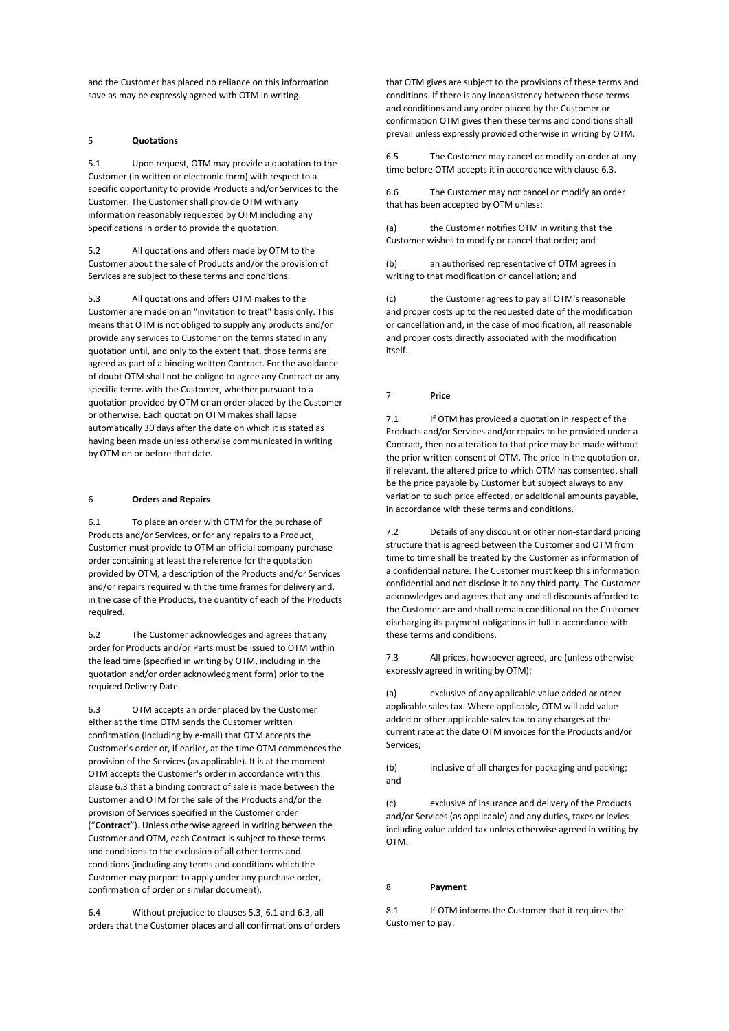and the Customer has placed no reliance on this information save as may be expressly agreed with OTM in writing.

## 5 Quotations

5.1 Upon request, OTM may provide a quotation to the Customer (in written or electronic form) with respect to a specific opportunity to provide Products and/or Services to the Customer. The Customer shall provide OTM with any information reasonably requested by OTM including any Specifications in order to provide the quotation.

5.2 All quotations and offers made by OTM to the Customer about the sale of Products and/or the provision of Services are subject to these terms and conditions.

5.3 All quotations and offers OTM makes to the Customer are made on an "invitation to treat" basis only. This means that OTM is not obliged to supply any products and/or provide any services to Customer on the terms stated in any quotation until, and only to the extent that, those terms are agreed as part of a binding written Contract. For the avoidance of doubt OTM shall not be obliged to agree any Contract or any specific terms with the Customer, whether pursuant to a quotation provided by OTM or an order placed by the Customer or otherwise. Each quotation OTM makes shall lapse automatically 30 days after the date on which it is stated as having been made unless otherwise communicated in writing by OTM on or before that date.

## 6 Orders and Repairs

6.1 To place an order with OTM for the purchase of Products and/or Services, or for any repairs to a Product, Customer must provide to OTM an official company purchase order containing at least the reference for the quotation provided by OTM, a description of the Products and/or Services and/or repairs required with the time frames for delivery and, in the case of the Products, the quantity of each of the Products required.

6.2 The Customer acknowledges and agrees that any order for Products and/or Parts must be issued to OTM within the lead time (specified in writing by OTM, including in the quotation and/or order acknowledgment form) prior to the required Delivery Date.

6.3 OTM accepts an order placed by the Customer either at the time OTM sends the Customer written confirmation (including by e-mail) that OTM accepts the Customer's order or, if earlier, at the time OTM commences the provision of the Services (as applicable). It is at the moment OTM accepts the Customer's order in accordance with this clause 6.3 that a binding contract of sale is made between the Customer and OTM for the sale of the Products and/or the provision of Services specified in the Customer order ("**Contract**"). Unless otherwise agreed in writing between the Customer and OTM, each Contract is subject to these terms and conditions to the exclusion of all other terms and conditions (including any terms and conditions which the Customer may purport to apply under any purchase order, confirmation of order or similar document).

6.4 Without prejudice to clauses 5.3, 6.1 and 6.3, all orders that the Customer places and all confirmations of orders that OTM gives are subject to the provisions of these terms and conditions. If there is any inconsistency between these terms and conditions and any order placed by the Customer or confirmation OTM gives then these terms and conditions shall prevail unless expressly provided otherwise in writing by OTM.

6.5 The Customer may cancel or modify an order at any time before OTM accepts it in accordance with clause 6.3.

6.6 The Customer may not cancel or modify an order that has been accepted by OTM unless:

(a) the Customer notifies OTM in writing that the Customer wishes to modify or cancel that order; and

(b) an authorised representative of OTM agrees in writing to that modification or cancellation; and

(c) the Customer agrees to pay all OTM's reasonable and proper costs up to the requested date of the modification or cancellation and, in the case of modification, all reasonable and proper costs directly associated with the modification itself.

## 7 Price

7.1 If OTM has provided a quotation in respect of the Products and/or Services and/or repairs to be provided under a Contract, then no alteration to that price may be made without the prior written consent of OTM. The price in the quotation or, if relevant, the altered price to which OTM has consented, shall be the price payable by Customer but subject always to any variation to such price effected, or additional amounts payable, in accordance with these terms and conditions.

7.2 Details of any discount or other non-standard pricing structure that is agreed between the Customer and OTM from time to time shall be treated by the Customer as information of a confidential nature. The Customer must keep this information confidential and not disclose it to any third party. The Customer acknowledges and agrees that any and all discounts afforded to the Customer are and shall remain conditional on the Customer discharging its payment obligations in full in accordance with these terms and conditions.

7.3 All prices, howsoever agreed, are (unless otherwise expressly agreed in writing by OTM):

(a) exclusive of any applicable value added or other applicable sales tax. Where applicable, OTM will add value added or other applicable sales tax to any charges at the current rate at the date OTM invoices for the Products and/or Services;

(b) inclusive of all charges for packaging and packing; and

(c) exclusive of insurance and delivery of the Products and/or Services (as applicable) and any duties, taxes or levies including value added tax unless otherwise agreed in writing by OTM.

## 8 Payment

8.1 If OTM informs the Customer that it requires the Customer to pay: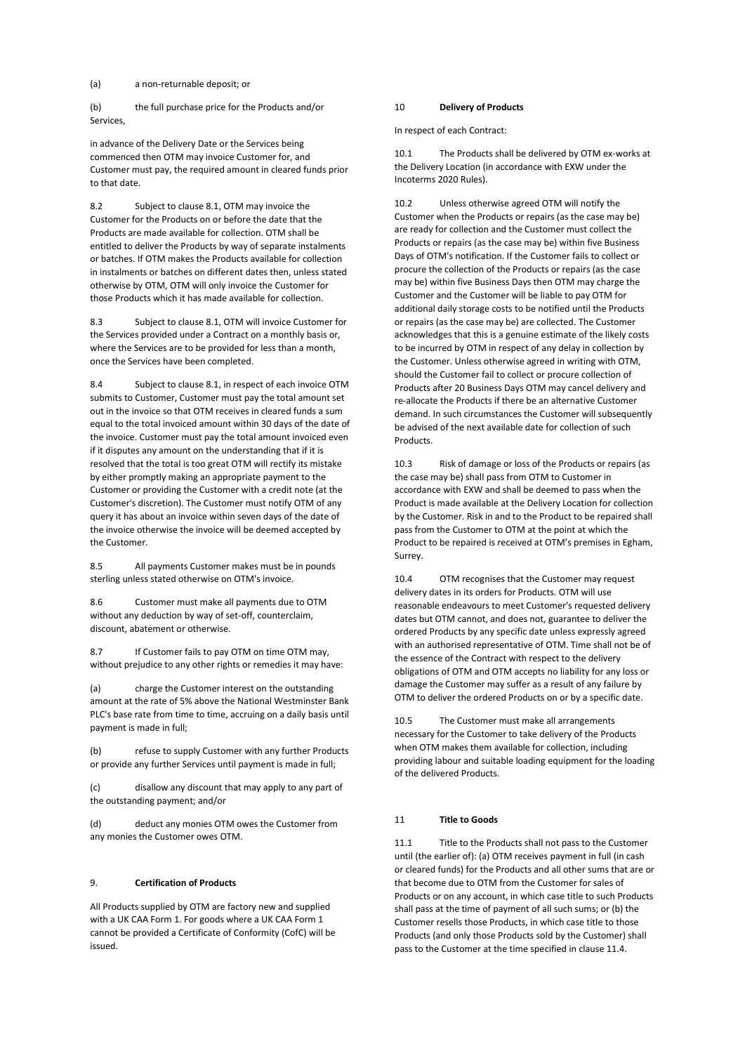(a) a non-returnable deposit; or

(b) the full purchase price for the Products and/or Services,

in advance of the Delivery Date or the Services being commenced then OTM may invoice Customer for, and Customer must pay, the required amount in cleared funds prior to that date.

8.2 Subject to clause 8.1, OTM may invoice the Customer for the Products on or before the date that the Products are made available for collection. OTM shall be entitled to deliver the Products by way of separate instalments or batches. If OTM makes the Products available for collection in instalments or batches on different dates then, unless stated otherwise by OTM, OTM will only invoice the Customer for those Products which it has made available for collection.

8.3 Subject to clause 8.1, OTM will invoice Customer for the Services provided under a Contract on a monthly basis or, where the Services are to be provided for less than a month, once the Services have been completed.

8.4 Subject to clause 8.1, in respect of each invoice OTM submits to Customer, Customer must pay the total amount set out in the invoice so that OTM receives in cleared funds a sum equal to the total invoiced amount within 30 days of the date of the invoice. Customer must pay the total amount invoiced even if it disputes any amount on the understanding that if it is resolved that the total is too great OTM will rectify its mistake by either promptly making an appropriate payment to the Customer or providing the Customer with a credit note (at the Customer's discretion). The Customer must notify OTM of any query it has about an invoice within seven days of the date of the invoice otherwise the invoice will be deemed accepted by the Customer.

8.5 All payments Customer makes must be in pounds sterling unless stated otherwise on OTM's invoice.

8.6 Customer must make all payments due to OTM without any deduction by way of set-off, counterclaim, discount, abatement or otherwise.

8.7 If Customer fails to pay OTM on time OTM may, without prejudice to any other rights or remedies it may have:

(a) charge the Customer interest on the outstanding amount at the rate of 5% above the National Westminster Bank PLC's base rate from time to time, accruing on a daily basis until payment is made in full;

(b) refuse to supply Customer with any further Products or provide any further Services until payment is made in full;

(c) disallow any discount that may apply to any part of the outstanding payment; and/or

(d) deduct any monies OTM owes the Customer from any monies the Customer owes OTM.

## 9. Certification of Products

All Products supplied by OTM are factory new and supplied with a UK CAA Form 1. For goods where a UK CAA Form 1 cannot be provided a Certificate of Conformity (CofC) will be issued.

## 10 Delivery of Products

In respect of each Contract:

10.1 The Products shall be delivered by OTM ex-works at the Delivery Location (in accordance with EXW under the Incoterms 2020 Rules).

10.2 Unless otherwise agreed OTM will notify the Customer when the Products or repairs (as the case may be) are ready for collection and the Customer must collect the Products or repairs (as the case may be) within five Business Days of OTM's notification. If the Customer fails to collect or procure the collection of the Products or repairs (as the case may be) within five Business Days then OTM may charge the Customer and the Customer will be liable to pay OTM for additional daily storage costs to be notified until the Products or repairs (as the case may be) are collected. The Customer acknowledges that this is a genuine estimate of the likely costs to be incurred by OTM in respect of any delay in collection by the Customer. Unless otherwise agreed in writing with OTM, should the Customer fail to collect or procure collection of Products after 20 Business Days OTM may cancel delivery and re-allocate the Products if there be an alternative Customer demand. In such circumstances the Customer will subsequently be advised of the next available date for collection of such Products.

10.3 Risk of damage or loss of the Products or repairs (as the case may be) shall pass from OTM to Customer in accordance with EXW and shall be deemed to pass when the Product is made available at the Delivery Location for collection by the Customer. Risk in and to the Product to be repaired shall pass from the Customer to OTM at the point at which the Product to be repaired is received at OTM's premises in Egham, Surrey.

10.4 OTM recognises that the Customer may request delivery dates in its orders for Products. OTM will use reasonable endeavours to meet Customer's requested delivery dates but OTM cannot, and does not, guarantee to deliver the ordered Products by any specific date unless expressly agreed with an authorised representative of OTM. Time shall not be of the essence of the Contract with respect to the delivery obligations of OTM and OTM accepts no liability for any loss or damage the Customer may suffer as a result of any failure by OTM to deliver the ordered Products on or by a specific date.

10.5 The Customer must make all arrangements necessary for the Customer to take delivery of the Products when OTM makes them available for collection, including providing labour and suitable loading equipment for the loading of the delivered Products.

## 11 Title to Goods

11.1 Title to the Products shall not pass to the Customer until (the earlier of): (a) OTM receives payment in full (in cash or cleared funds) for the Products and all other sums that are or that become due to OTM from the Customer for sales of Products or on any account, in which case title to such Products shall pass at the time of payment of all such sums; or (b) the Customer resells those Products, in which case title to those Products (and only those Products sold by the Customer) shall pass to the Customer at the time specified in clause 11.4.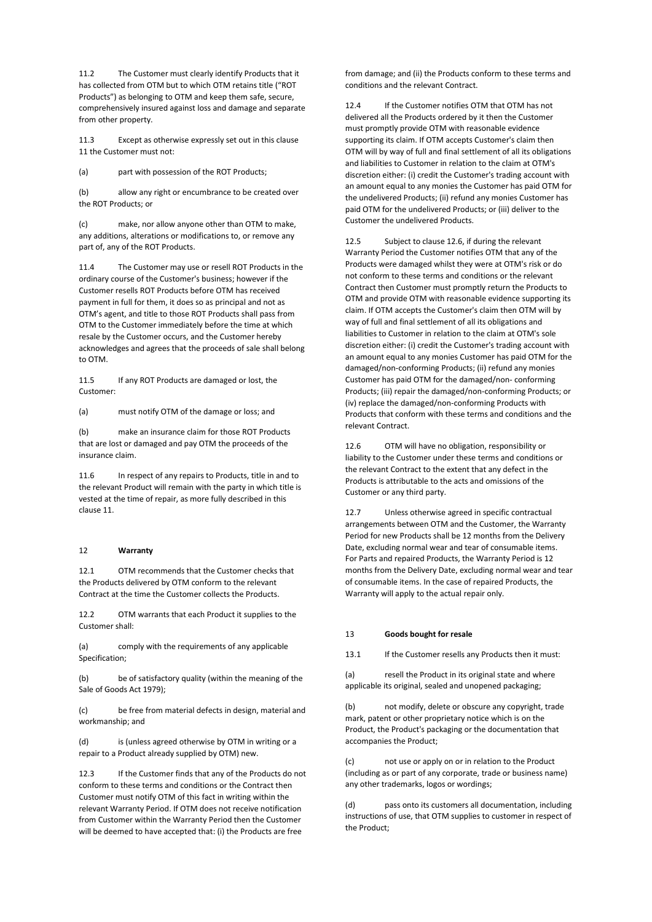11.2 The Customer must clearly identify Products that it has collected from OTM but to which OTM retains title ("ROT Products") as belonging to OTM and keep them safe, secure, comprehensively insured against loss and damage and separate from other property.

11.3 Except as otherwise expressly set out in this clause 11 the Customer must not:

(a) part with possession of the ROT Products;

(b) allow any right or encumbrance to be created over the ROT Products; or

(c) make, nor allow anyone other than OTM to make, any additions, alterations or modifications to, or remove any part of, any of the ROT Products.

11.4 The Customer may use or resell ROT Products in the ordinary course of the Customer's business; however if the Customer resells ROT Products before OTM has received payment in full for them, it does so as principal and not as OTM's agent, and title to those ROT Products shall pass from OTM to the Customer immediately before the time at which resale by the Customer occurs, and the Customer hereby acknowledges and agrees that the proceeds of sale shall belong to OTM.

11.5 If any ROT Products are damaged or lost, the Customer:

(a) must notify OTM of the damage or loss; and

(b) make an insurance claim for those ROT Products that are lost or damaged and pay OTM the proceeds of the insurance claim.

11.6 In respect of any repairs to Products, title in and to the relevant Product will remain with the party in which title is vested at the time of repair, as more fully described in this clause 11.

## 12 **Warranty**

12.1 OTM recommends that the Customer checks that the Products delivered by OTM conform to the relevant Contract at the time the Customer collects the Products.

12.2 OTM warrants that each Product it supplies to the Customer shall:

(a) comply with the requirements of any applicable Specification;

(b) be of satisfactory quality (within the meaning of the Sale of Goods Act 1979);

(c) be free from material defects in design, material and workmanship; and

(d) is (unless agreed otherwise by OTM in writing or a repair to a Product already supplied by OTM) new.

12.3 If the Customer finds that any of the Products do not conform to these terms and conditions or the Contract then Customer must notify OTM of this fact in writing within the relevant Warranty Period. If OTM does not receive notification from Customer within the Warranty Period then the Customer will be deemed to have accepted that: (i) the Products are free from damage; and (ii) the Products conform to these terms and conditions and the relevant Contract.

12.4 If the Customer notifies OTM that OTM has not delivered all the Products ordered by it then the Customer must promptly provide OTM with reasonable evidence supporting its claim. If OTM accepts Customer's claim then OTM will by way of full and final settlement of all its obligations and liabilities to Customer in relation to the claim at OTM's discretion either: (i) credit the Customer's trading account with an amount equal to any monies the Customer has paid OTM for the undelivered Products; (ii) refund any monies Customer has paid OTM for the undelivered Products; or (iii) deliver to the Customer the undelivered Products.

12.5 Subject to clause 12.6, if during the relevant Warranty Period the Customer notifies OTM that any of the Products were damaged whilst they were at OTM's risk or do not conform to these terms and conditions or the relevant Contract then Customer must promptly return the Products to OTM and provide OTM with reasonable evidence supporting its claim. If OTM accepts the Customer's claim then OTM will by way of full and final settlement of all its obligations and liabilities to Customer in relation to the claim at OTM's sole discretion either: (i) credit the Customer's trading account with an amount equal to any monies Customer has paid OTM for the damaged/non-conforming Products; (ii) refund any monies Customer has paid OTM for the damaged/non- conforming Products; (iii) repair the damaged/non-conforming Products; or (iv) replace the damaged/non-conforming Products with Products that conform with these terms and conditions and the relevant Contract.

12.6 OTM will have no obligation, responsibility or liability to the Customer under these terms and conditions or the relevant Contract to the extent that any defect in the Products is attributable to the acts and omissions of the Customer or any third party.

12.7 Unless otherwise agreed in specific contractual arrangements between OTM and the Customer, the Warranty Period for new Products shall be 12 months from the Delivery Date, excluding normal wear and tear of consumable items. For Parts and repaired Products, the Warranty Period is 12 months from the Delivery Date, excluding normal wear and tear of consumable items. In the case of repaired Products, the Warranty will apply to the actual repair only.

## 13 **Goods bought for resale**

13.1 If the Customer resells any Products then it must:

(a) resell the Product in its original state and where applicable its original, sealed and unopened packaging;

(b) not modify, delete or obscure any copyright, trade mark, patent or other proprietary notice which is on the Product, the Product's packaging or the documentation that accompanies the Product;

(c) not use or apply on or in relation to the Product (including as or part of any corporate, trade or business name) any other trademarks, logos or wordings;

(d) pass onto its customers all documentation, including instructions of use, that OTM supplies to customer in respect of the Product;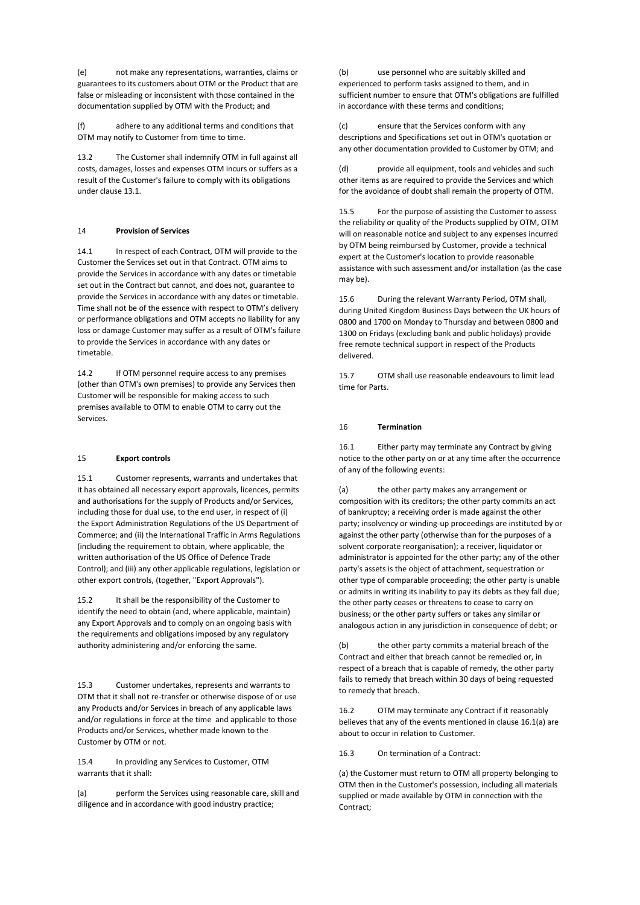(e) not make any representations, warranties, claims or guarantees to its customers about OTM or the Product that are false or misleading or inconsistent with those contained in the documentation supplied by OTM with the Product; and

(f) adhere to any additional terms and conditions that OTM may notify to Customer from time to time.

13.2 The Customer shall indemnify OTM in full against all costs, damages, losses and expenses OTM incurs or suffers as a result of the Customer's failure to comply with its obligations under clause 13.1.

## 14 Provision of Services

14.1 In respect of each Contract, OTM will provide to the Customer the Services set out in that Contract. OTM aims to provide the Services in accordance with any dates or timetable set out in the Contract but cannot, and does not, guarantee to provide the Services in accordance with any dates or timetable. Time shall not be of the essence with respect to OTM's delivery or performance obligations and OTM accepts no liability for any loss or damage Customer may suffer as a result of OTM's failure to provide the Services in accordance with any dates or timetable.

14.2 If OTM personnel require access to any premises (other than OTM's own premises) to provide any Services then Customer will be responsible for making access to such premises available to OTM to enable OTM to carry out the Services.

## 15 Export controls

15.1 Customer represents, warrants and undertakes that it has obtained all necessary export approvals, licences, permits and authorisations for the supply of Products and/or Services, including those for dual use, to the end user, in respect of (i) the Export Administration Regulations of the US Department of Commerce; and (ii) the International Traffic in Arms Regulations (including the requirement to obtain, where applicable, the written authorisation of the US Office of Defence Trade Control); and (iii) any other applicable regulations, legislation or other export controls, (together, "Export Approvals").

15.2 It shall be the responsibility of the Customer to identify the need to obtain (and, where applicable, maintain) any Export Approvals and to comply on an ongoing basis with the requirements and obligations imposed by any regulatory authority administering and/or enforcing the same.

15.3 Customer undertakes, represents and warrants to OTM that it shall not re-transfer or otherwise dispose of or use any Products and/or Services in breach of any applicable laws and/or regulations in force at the time and applicable to those Products and/or Services, whether made known to the Customer by OTM or not.

15.4 In providing any Services to Customer, OTM warrants that it shall:

(a) perform the Services using reasonable care, skill and diligence and in accordance with good industry practice;

(b) use personnel who are suitably skilled and experienced to perform tasks assigned to them, and in sufficient number to ensure that OTM's obligations are fulfilled in accordance with these terms and conditions;

(c) ensure that the Services conform with any descriptions and Specifications set out in OTM's quotation or any other documentation provided to Customer by OTM; and

(d) provide all equipment, tools and vehicles and such other items as are required to provide the Services and which for the avoidance of doubt shall remain the property of OTM.

15.5 For the purpose of assisting the Customer to assess the reliability or quality of the Products supplied by OTM, OTM will on reasonable notice and subject to any expenses incurred by OTM being reimbursed by Customer, provide a technical expert at the Customer's location to provide reasonable assistance with such assessment and/or installation (as the case may be).

15.6 During the relevant Warranty Period, OTM shall, during United Kingdom Business Days between the UK hours of 0800 and 1700 on Monday to Thursday and between 0800 and 1300 on Fridays (excluding bank and public holidays) provide free remote technical support in respect of the Products delivered.

15.7 OTM shall use reasonable endeavours to limit lead time for Parts.

## 16 Termination

16.1 Either party may terminate any Contract by giving notice to the other party on or at any time after the occurrence of any of the following events:

(a) the other party makes any arrangement or composition with its creditors; the other party commits an act of bankruptcy; a receiving order is made against the other party; insolvency or winding-up proceedings are instituted by or against the other party (otherwise than for the purposes of a solvent corporate reorganisation); a receiver, liquidator or administrator is appointed for the other party; any of the other party's assets is the object of attachment, sequestration or other type of comparable proceeding; the other party is unable or admits in writing its inability to pay its debts as they fall due; the other party ceases or threatens to cease to carry on business; or the other party suffers or takes any similar or analogous action in any jurisdiction in consequence of debt; or

(b) the other party commits a material breach of the Contract and either that breach cannot be remedied or, in respect of a breach that is capable of remedy, the other party fails to remedy that breach within 30 days of being requested to remedy that breach.

16.2 OTM may terminate any Contract if it reasonably believes that any of the events mentioned in clause 16.1(a) are about to occur in relation to Customer.

16.3 On termination of a Contract:

(a) the Customer must return to OTM all property belonging to OTM then in the Customer's possession, including all materials supplied or made available by OTM in connection with the Contract;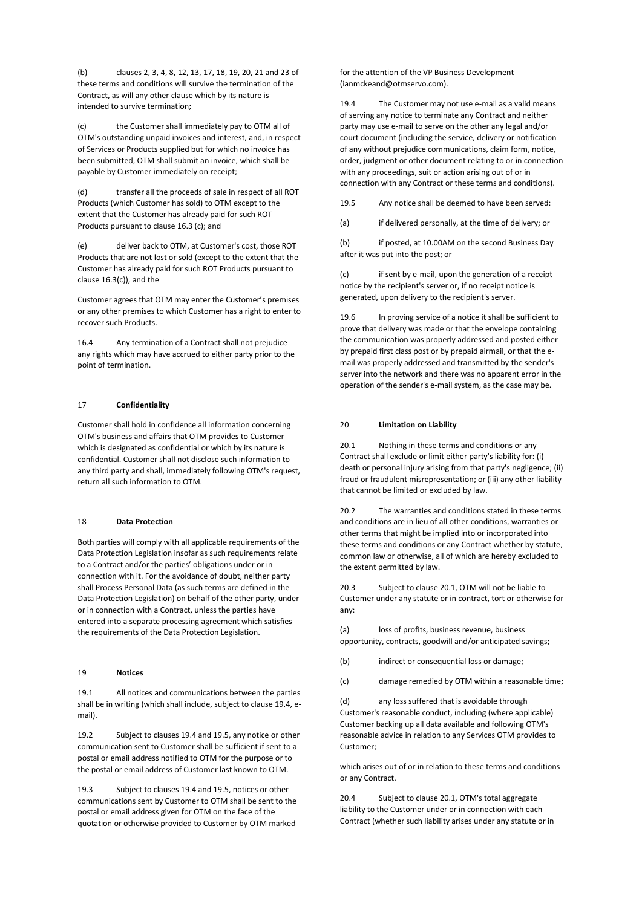(b) clauses 2, 3, 4, 8, 12, 13, 17, 18, 19, 20, 21 and 23 of these terms and conditions will survive the termination of the Contract, as will any other clause which by its nature is intended to survive termination;

(c) the Customer shall immediately pay to OTM all of OTM's outstanding unpaid invoices and interest, and, in respect of Services or Products supplied but for which no invoice has been submitted, OTM shall submit an invoice, which shall be payable by Customer immediately on receipt;

(d) transfer all the proceeds of sale in respect of all ROT Products (which Customer has sold) to OTM except to the extent that the Customer has already paid for such ROT Products pursuant to clause 16.3 (c); and

(e) deliver back to OTM, at Customer's cost, those ROT Products that are not lost or sold (except to the extent that the Customer has already paid for such ROT Products pursuant to clause 16.3(c)), and the

Customer agrees that OTM may enter the Customer's premises or any other premises to which Customer has a right to enter to recover such Products.

16.4 Any termination of a Contract shall not prejudice any rights which may have accrued to either party prior to the point of termination.

## 17 Confidentiality

Customer shall hold in confidence all information concerning OTM's business and affairs that OTM provides to Customer which is designated as confidential or which by its nature is confidential. Customer shall not disclose such information to any third party and shall, immediately following OTM's request, return all such information to OTM.

## 18 Data Protection

Both parties will comply with all applicable requirements of the Data Protection Legislation insofar as such requirements relate to a Contract and/or the parties' obligations under or in connection with it. For the avoidance of doubt, neither party shall Process Personal Data (as such terms are defined in the Data Protection Legislation) on behalf of the other party, under or in connection with a Contract, unless the parties have entered into a separate processing agreement which satisfies the requirements of the Data Protection Legislation.

## 19 Notices

19.1 All notices and communications between the parties shall be in writing (which shall include, subject to clause 19.4, e-mail).

19.2 Subject to clauses 19.4 and 19.5, any notice or other communication sent to Customer shall be sufficient if sent to a postal or email address notified to OTM for the purpose or to the postal or email address of Customer last known to OTM.

19.3 Subject to clauses 19.4 and 19.5, notices or other communications sent by Customer to OTM shall be sent to the postal or email address given for OTM on the face of the quotation or otherwise provided to Customer by OTM marked for the attention of the VP Business Development (ianmckeand@otmservo.com).

19.4 The Customer may not use e-mail as a valid means of serving any notice to terminate any Contract and neither party may use e-mail to serve on the other any legal and/or court document (including the service, delivery or notification of any without prejudice communications, claim form, notice, order, judgment or other document relating to or in connection with any proceedings, suit or action arising out of or in connection with any Contract or these terms and conditions).

19.5 Any notice shall be deemed to have been served:

(a) if delivered personally, at the time of delivery; or

(b) if posted, at 10.00AM on the second Business Day after it was put into the post; or

(c) if sent by e-mail, upon the generation of a receipt notice by the recipient's server or, if no receipt notice is generated, upon delivery to the recipient's server.

19.6 In proving service of a notice it shall be sufficient to prove that delivery was made or that the envelope containing the communication was properly addressed and posted either by prepaid first class post or by prepaid airmail, or that the e-mail was properly addressed and transmitted by the sender's server into the network and there was no apparent error in the operation of the sender's e-mail system, as the case may be.

## 20 Limitation on Liability

20.1 Nothing in these terms and conditions or any Contract shall exclude or limit either party's liability for: (i) death or personal injury arising from that party's negligence; (ii) fraud or fraudulent misrepresentation; or (iii) any other liability that cannot be limited or excluded by law.

20.2 The warranties and conditions stated in these terms and conditions are in lieu of all other conditions, warranties or other terms that might be implied into or incorporated into these terms and conditions or any Contract whether by statute, common law or otherwise, all of which are hereby excluded to the extent permitted by law.

20.3 Subject to clause 20.1, OTM will not be liable to Customer under any statute or in contract, tort or otherwise for any:

(a) loss of profits, business revenue, business opportunity, contracts, goodwill and/or anticipated savings;

(b) indirect or consequential loss or damage;

(c) damage remedied by OTM within a reasonable time;

(d) any loss suffered that is avoidable through Customer's reasonable conduct, including (where applicable) Customer backing up all data available and following OTM's reasonable advice in relation to any Services OTM provides to Customer;

which arises out of or in relation to these terms and conditions or any Contract.

20.4 Subject to clause 20.1, OTM's total aggregate liability to the Customer under or in connection with each Contract (whether such liability arises under any statute or in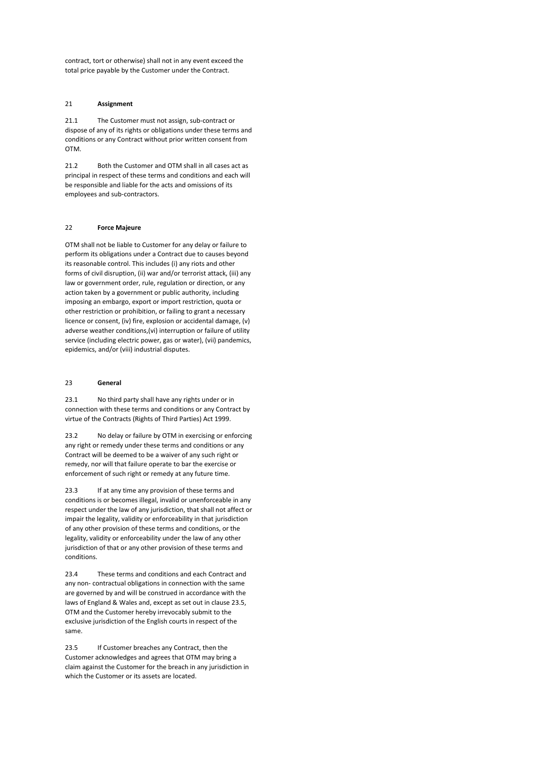contract, tort or otherwise) shall not in any event exceed the total price payable by the Customer under the Contract.

## 21 **Assignment**

21.1 The Customer must not assign, sub-contract or dispose of any of its rights or obligations under these terms and conditions or any Contract without prior written consent from OTM.

21.2 Both the Customer and OTM shall in all cases act as principal in respect of these terms and conditions and each will be responsible and liable for the acts and omissions of its employees and sub-contractors.

## 22 **Force Majeure**

OTM shall not be liable to Customer for any delay or failure to perform its obligations under a Contract due to causes beyond its reasonable control. This includes (i) any riots and other forms of civil disruption, (ii) war and/or terrorist attack, (iii) any law or government order, rule, regulation or direction, or any action taken by a government or public authority, including imposing an embargo, export or import restriction, quota or other restriction or prohibition, or failing to grant a necessary licence or consent, (iv) fire, explosion or accidental damage, (v) adverse weather conditions,(vi) interruption or failure of utility service (including electric power, gas or water), (vii) pandemics, epidemics, and/or (viii) industrial disputes.

## 23 **General**

23.1 No third party shall have any rights under or in connection with these terms and conditions or any Contract by virtue of the Contracts (Rights of Third Parties) Act 1999.

23.2 No delay or failure by OTM in exercising or enforcing any right or remedy under these terms and conditions or any Contract will be deemed to be a waiver of any such right or remedy, nor will that failure operate to bar the exercise or enforcement of such right or remedy at any future time.

23.3 If at any time any provision of these terms and conditions is or becomes illegal, invalid or unenforceable in any respect under the law of any jurisdiction, that shall not affect or impair the legality, validity or enforceability in that jurisdiction of any other provision of these terms and conditions, or the legality, validity or enforceability under the law of any other jurisdiction of that or any other provision of these terms and conditions.

23.4 These terms and conditions and each Contract and any non- contractual obligations in connection with the same are governed by and will be construed in accordance with the laws of England & Wales and, except as set out in clause 23.5, OTM and the Customer hereby irrevocably submit to the exclusive jurisdiction of the English courts in respect of the same.

23.5 If Customer breaches any Contract, then the Customer acknowledges and agrees that OTM may bring a claim against the Customer for the breach in any jurisdiction in which the Customer or its assets are located.